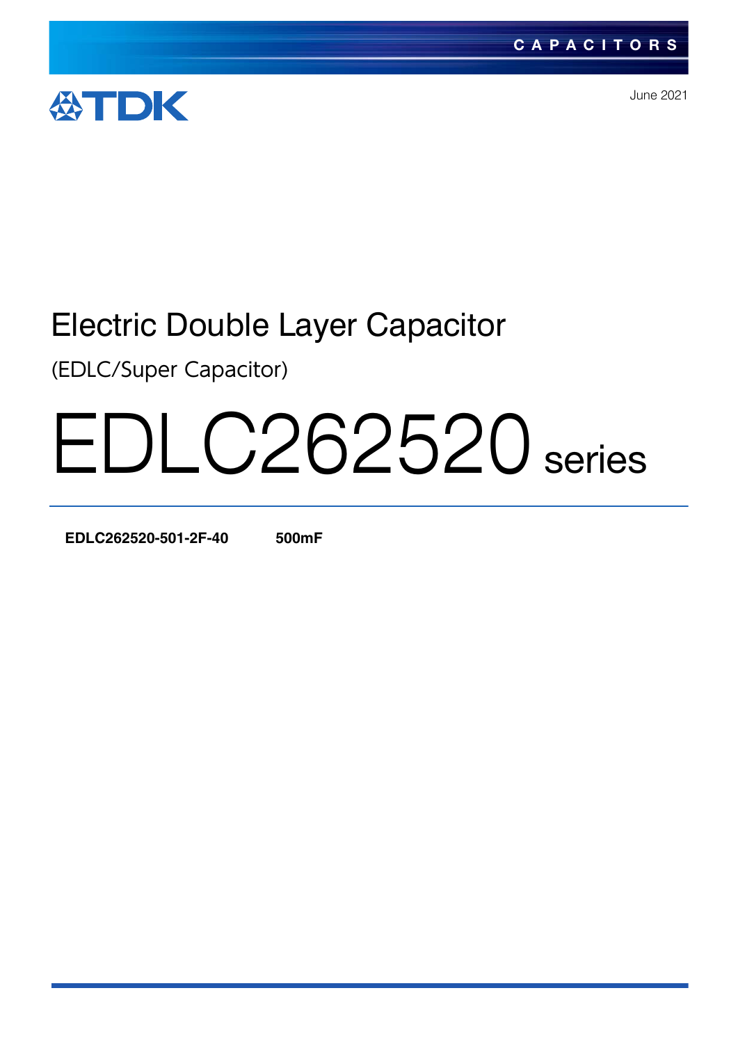CAPACITORS

TDK

June 2021

# Electric Double Layer Capacitor

(EDLC/Super Capacitor)

# EDLC262520 series

**EDLC262520-501-2F-40** **500mF**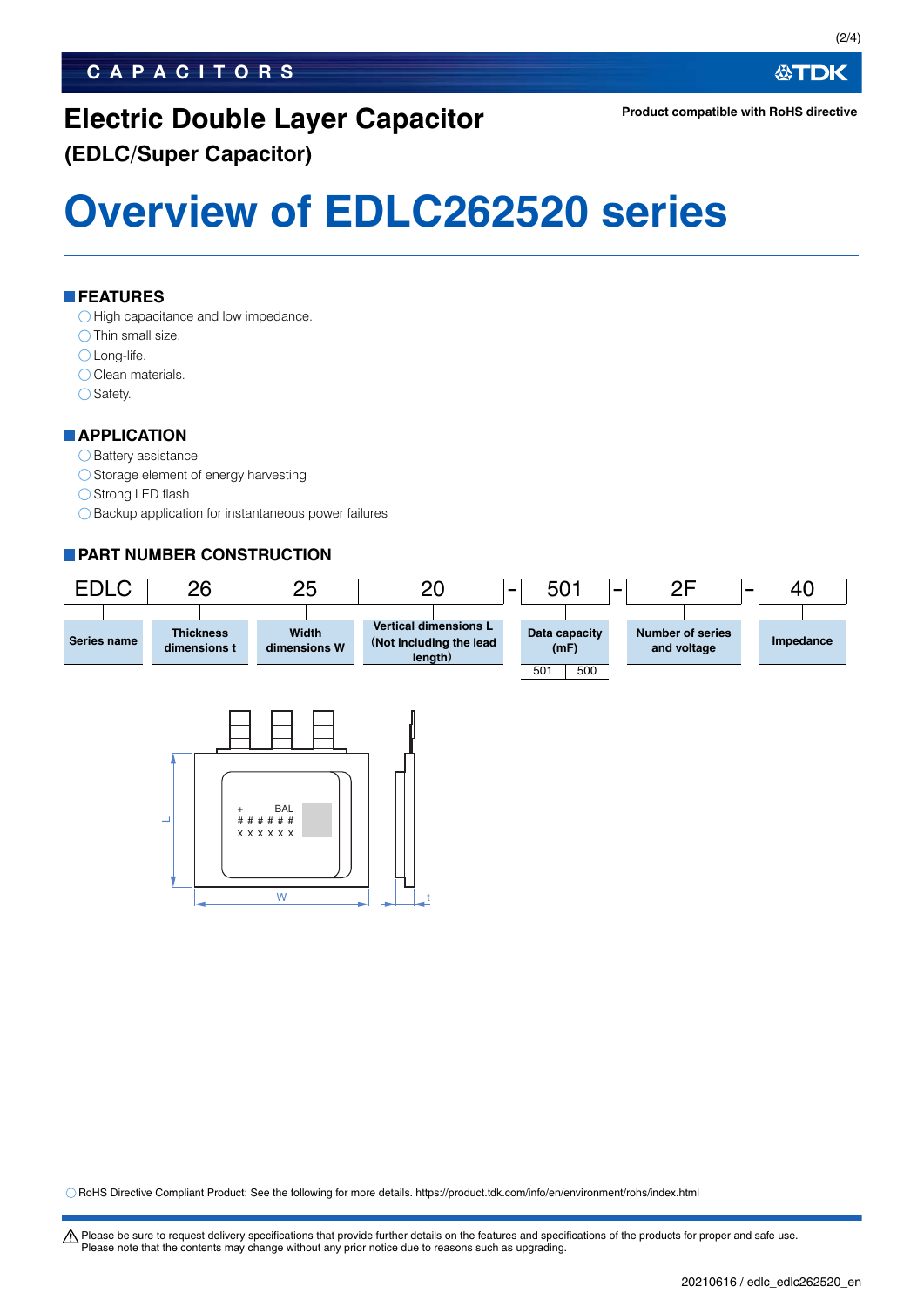**Product compatible with RoHS directive**

# Electric Double Layer Capacitor

**(EDLC/Super Capacitor)**

# Overview of EDLC262520 series

## FEATURES

- ◯ High capacitance and low impedance.
- ◯ Thin small size.
- ◯ Long-life.
- ◯ Clean materials.
- ◯ Safety.

## APPLICATION

- ◯ Battery assistance
- ◯ Storage element of energy harvesting
- ◯ Strong LED flash
- ◯ Backup application for instantaneous power failures

## PART NUMBER CONSTRUCTION

| EDLC | 26 | 25 | 20 | - | 501 | - | 2F | - | 40 |
|---|---|---|---|---|---|---|---|---|---|
| Series name | Thickness dimensions t | Width dimensions W | Vertical dimensions L (Not including the lead length) | | Data capacity (mF) | | Number of series and voltage | | Impedance |

| Data capacity code | (mF) |
|---|---|
| 501 | 500 |

+ BAL
# # # # # #
X X X X X X

L

W

t

◯ RoHS Directive Compliant Product: See the following for more details. https://product.tdk.com/info/en/environment/rohs/index.html

⚠ Please be sure to request delivery specifications that provide further details on the features and specifications of the products for proper and safe use.
Please note that the contents may change without any prior notice due to reasons such as upgrading.

20210616 / edlc_edlc262520_en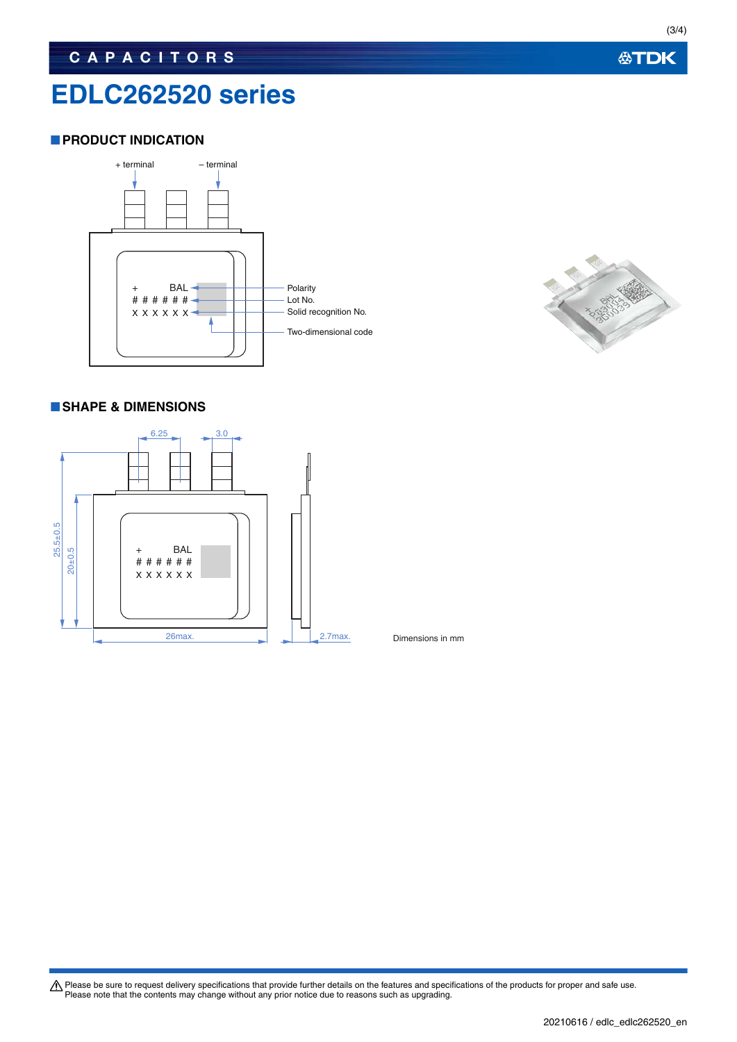# EDLC262520 series

## PRODUCT INDICATION

+ terminal

– terminal

+ BAL
# # # # # #
X X X X X X

Polarity

Lot No.

Solid recognition No.

Two-dimensional code

## SHAPE & DIMENSIONS

6.25

3.0

25.5±0.5

20±0.5

26max.

2.7max.

Dimensions in mm

⚠ Please be sure to request delivery specifications that provide further details on the features and specifications of the products for proper and safe use.
Please note that the contents may change without any prior notice due to reasons such as upgrading.

20210616 / edlc_edlc262520_en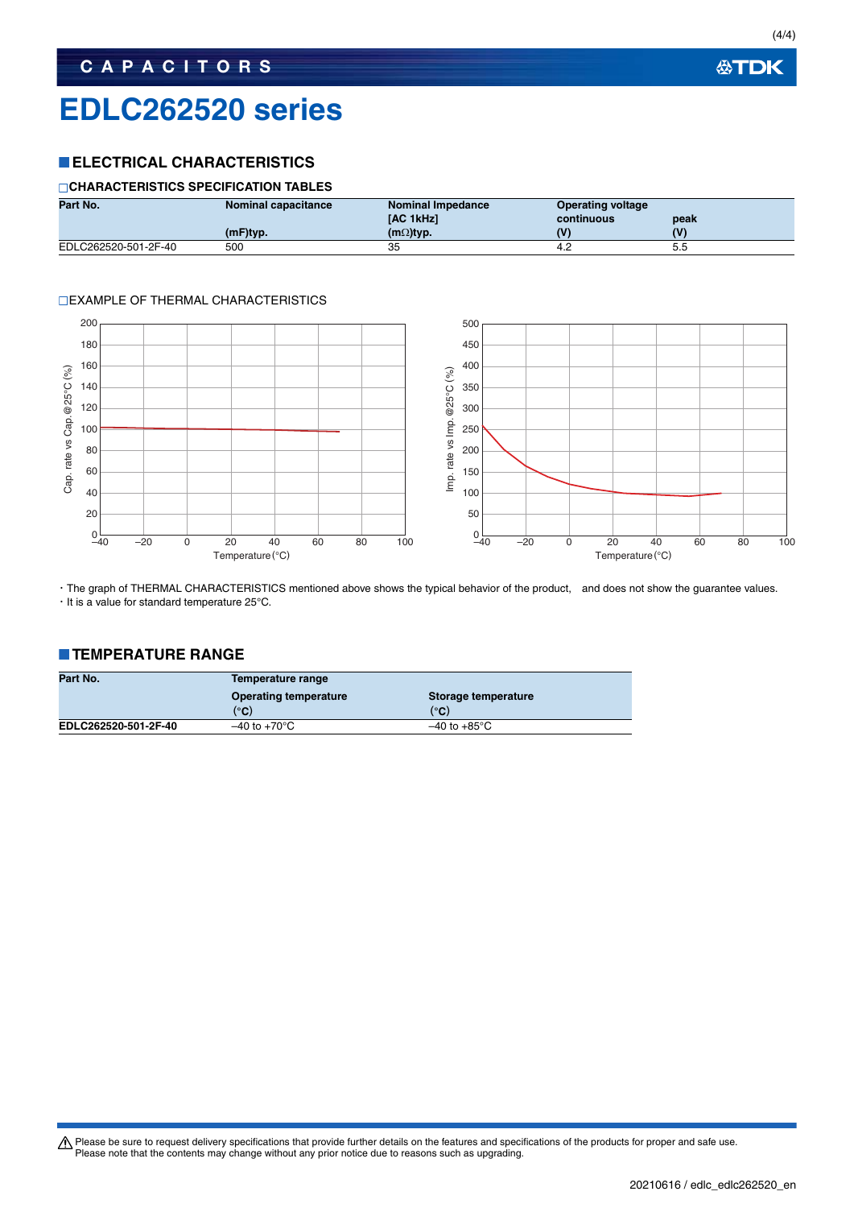# EDLC262520 series

## ELECTRICAL CHARACTERISTICS

### CHARACTERISTICS SPECIFICATION TABLES

| Part No. | Nominal capacitance (mF)typ. | Nominal Impedance [AC 1kHz] (mΩ)typ. | Operating voltage continuous (V) | peak (V) |
|---|---|---|---|---|
| EDLC262520-501-2F-40 | 500 | 35 | 4.2 | 5.5 |

### EXAMPLE OF THERMAL CHARACTERISTICS

Cap. rate vs Cap.@25°C (%)
200
180
160
140
120
100
80
60
40
20
0
–40 –20 0 20 40 60 80 100
Temperature (°C)

Imp. rate vs Imp.@25°C (%)
500
450
400
350
300
250
200
150
100
50
0
–40 –20 0 20 40 60 80 100
Temperature (°C)

・The graph of THERMAL CHARACTERISTICS mentioned above shows the typical behavior of the product, and does not show the guarantee values.
・It is a value for standard temperature 25°C.

## TEMPERATURE RANGE

| Part No. | Temperature range | |
|---|---|---|
| | Operating temperature (°C) | Storage temperature (°C) |
| EDLC262520-501-2F-40 | –40 to +70°C | –40 to +85°C |

⚠ Please be sure to request delivery specifications that provide further details on the features and specifications of the products for proper and safe use.
Please note that the contents may change without any prior notice due to reasons such as upgrading.

20210616 / edlc_edlc262520_en